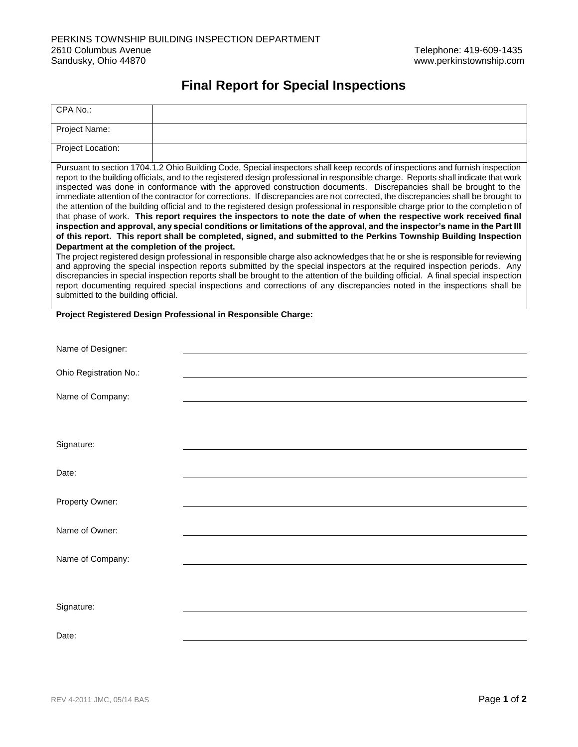PERKINS TOWNSHIP BUILDING INSPECTION DEPARTMENT
2610 Columbus Avenue
Sandusky, Ohio 44870

Telephone: 419-609-1435
www.perkinstownship.com

# Final Report for Special Inspections

| | |
|---|---|
| CPA No.: | |
| Project Name: | |
| Project Location: | |

Pursuant to section 1704.1.2 Ohio Building Code, Special inspectors shall keep records of inspections and furnish inspection report to the building officials, and to the registered design professional in responsible charge. Reports shall indicate that work inspected was done in conformance with the approved construction documents. Discrepancies shall be brought to the immediate attention of the contractor for corrections. If discrepancies are not corrected, the discrepancies shall be brought to the attention of the building official and to the registered design professional in responsible charge prior to the completion of that phase of work. **This report requires the inspectors to note the date of when the respective work received final inspection and approval, any special conditions or limitations of the approval, and the inspector's name in the Part III of this report. This report shall be completed, signed, and submitted to the Perkins Township Building Inspection Department at the completion of the project.**

The project registered design professional in responsible charge also acknowledges that he or she is responsible for reviewing and approving the special inspection reports submitted by the special inspectors at the required inspection periods. Any discrepancies in special inspection reports shall be brought to the attention of the building official. A final special inspection report documenting required special inspections and corrections of any discrepancies noted in the inspections shall be submitted to the building official.

**Project Registered Design Professional in Responsible Charge:**

Name of Designer: ______________________________

Ohio Registration No.: ______________________________

Name of Company: ______________________________

Signature: ______________________________

Date: ______________________________

Property Owner: ______________________________

Name of Owner: ______________________________

Name of Company: ______________________________

Signature: ______________________________

Date: ______________________________

REV 4-2011 JMC, 05/14 BAS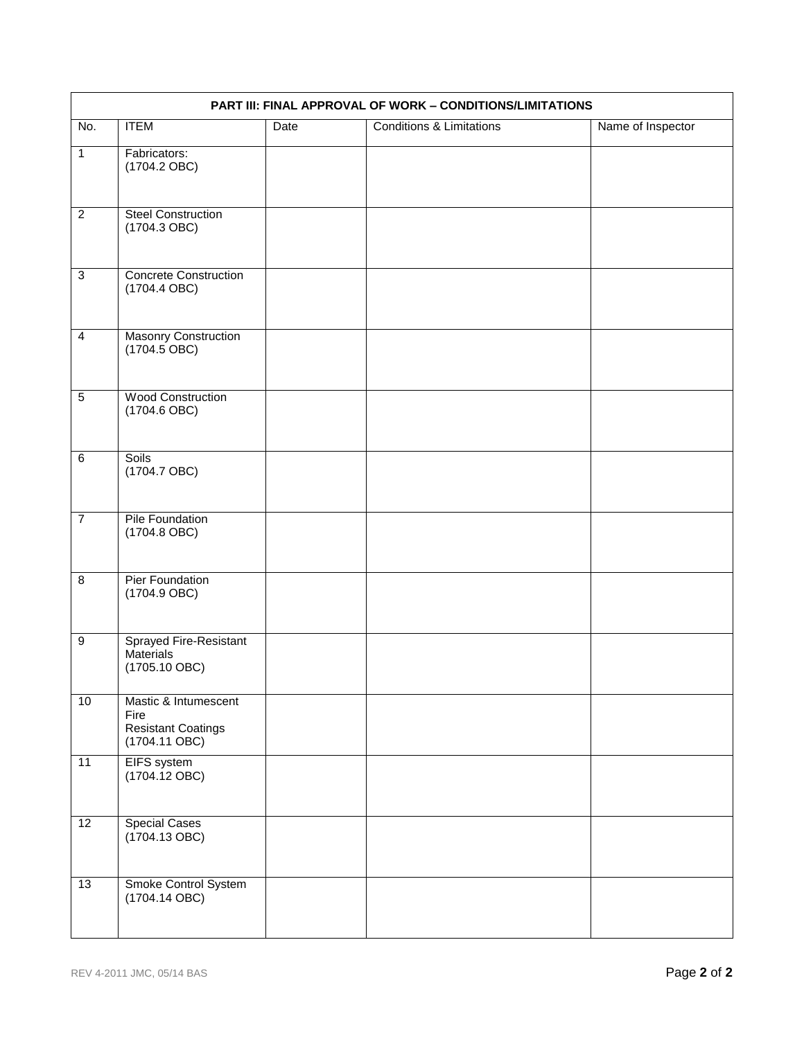| PART III: FINAL APPROVAL OF WORK – CONDITIONS/LIMITATIONS | | | | |
|---|---|---|---|---|
| No. | ITEM | Date | Conditions & Limitations | Name of Inspector |
| 1 | Fabricators: (1704.2 OBC) | | | |
| 2 | Steel Construction (1704.3 OBC) | | | |
| 3 | Concrete Construction (1704.4 OBC) | | | |
| 4 | Masonry Construction (1704.5 OBC) | | | |
| 5 | Wood Construction (1704.6 OBC) | | | |
| 6 | Soils (1704.7 OBC) | | | |
| 7 | Pile Foundation (1704.8 OBC) | | | |
| 8 | Pier Foundation (1704.9 OBC) | | | |
| 9 | Sprayed Fire-Resistant Materials (1705.10 OBC) | | | |
| 10 | Mastic & Intumescent Fire Resistant Coatings (1704.11 OBC) | | | |
| 11 | EIFS system (1704.12 OBC) | | | |
| 12 | Special Cases (1704.13 OBC) | | | |
| 13 | Smoke Control System (1704.14 OBC) | | | |

REV 4-2011 JMC, 05/14 BAS